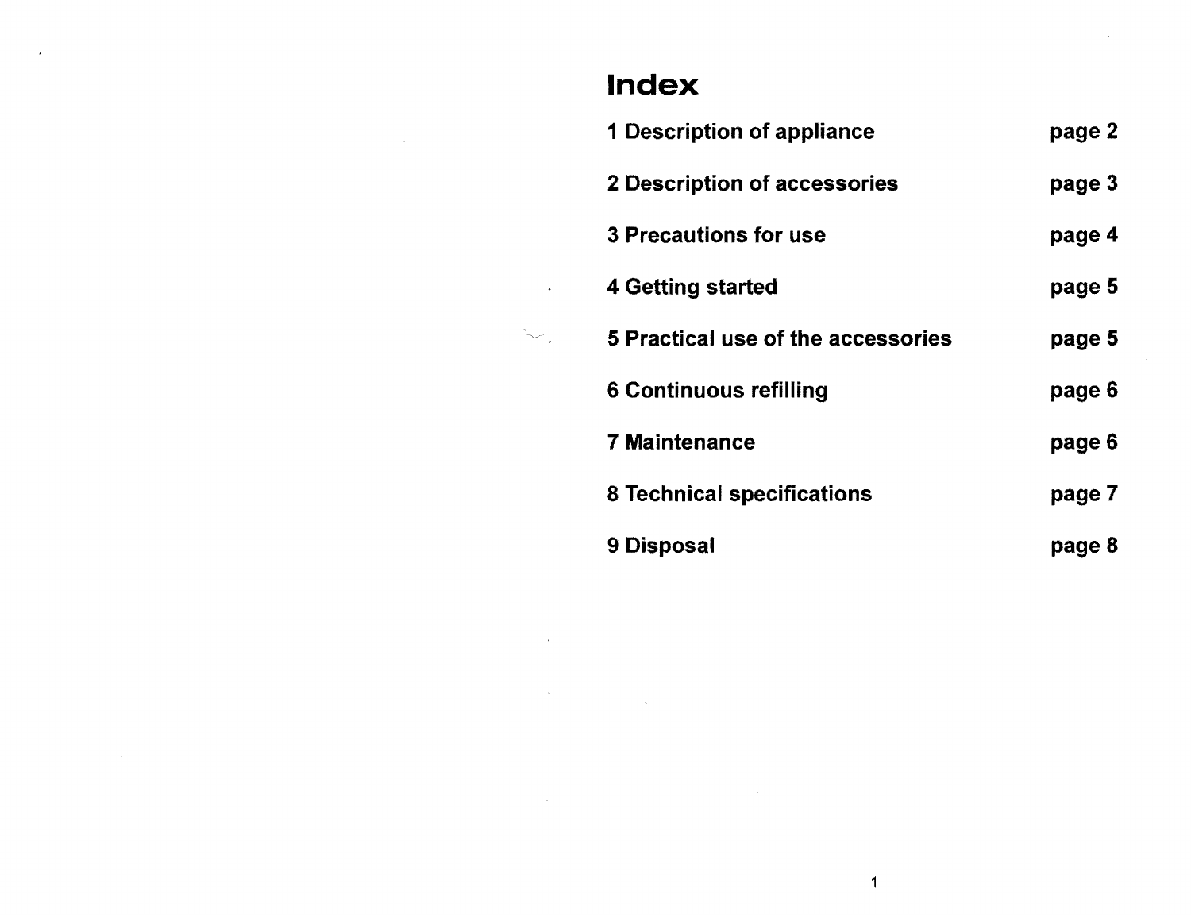# Index

| | |
|---|---|
| 1 Description of appliance | page 2 |
| 2 Description of accessories | page 3 |
| 3 Precautions for use | page 4 |
| 4 Getting started | page 5 |
| 5 Practical use of the accessories | page 5 |
| 6 Continuous refilling | page 6 |
| 7 Maintenance | page 6 |
| 8 Technical specifications | page 7 |
| 9 Disposal | page 8 |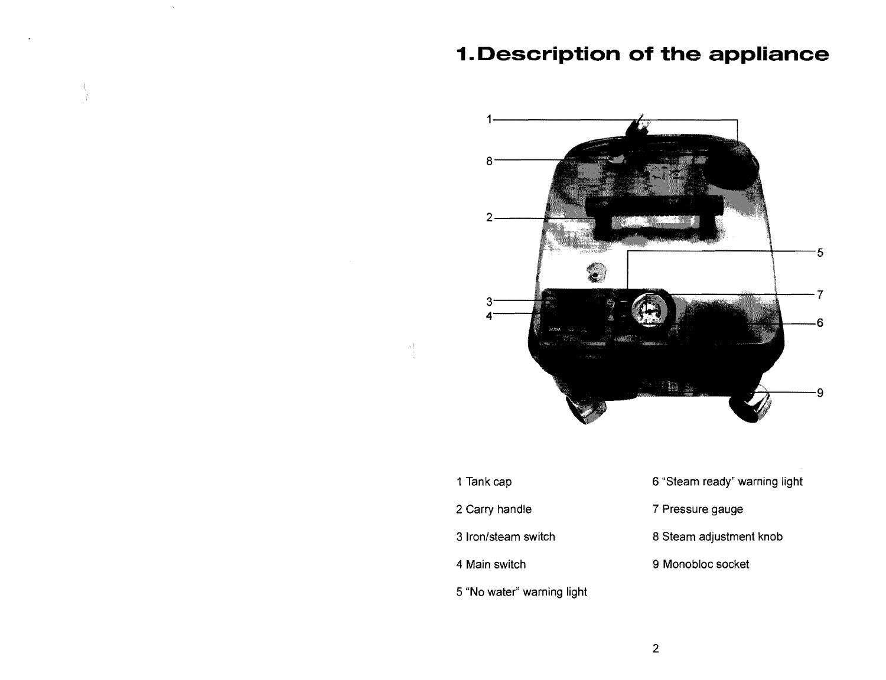# 1. Description of the appliance

1 Tank cap

2 Carry handle

3 Iron/steam switch

4 Main switch

5 "No water" warning light

6 "Steam ready" warning light

7 Pressure gauge

8 Steam adjustment knob

9 Monobloc socket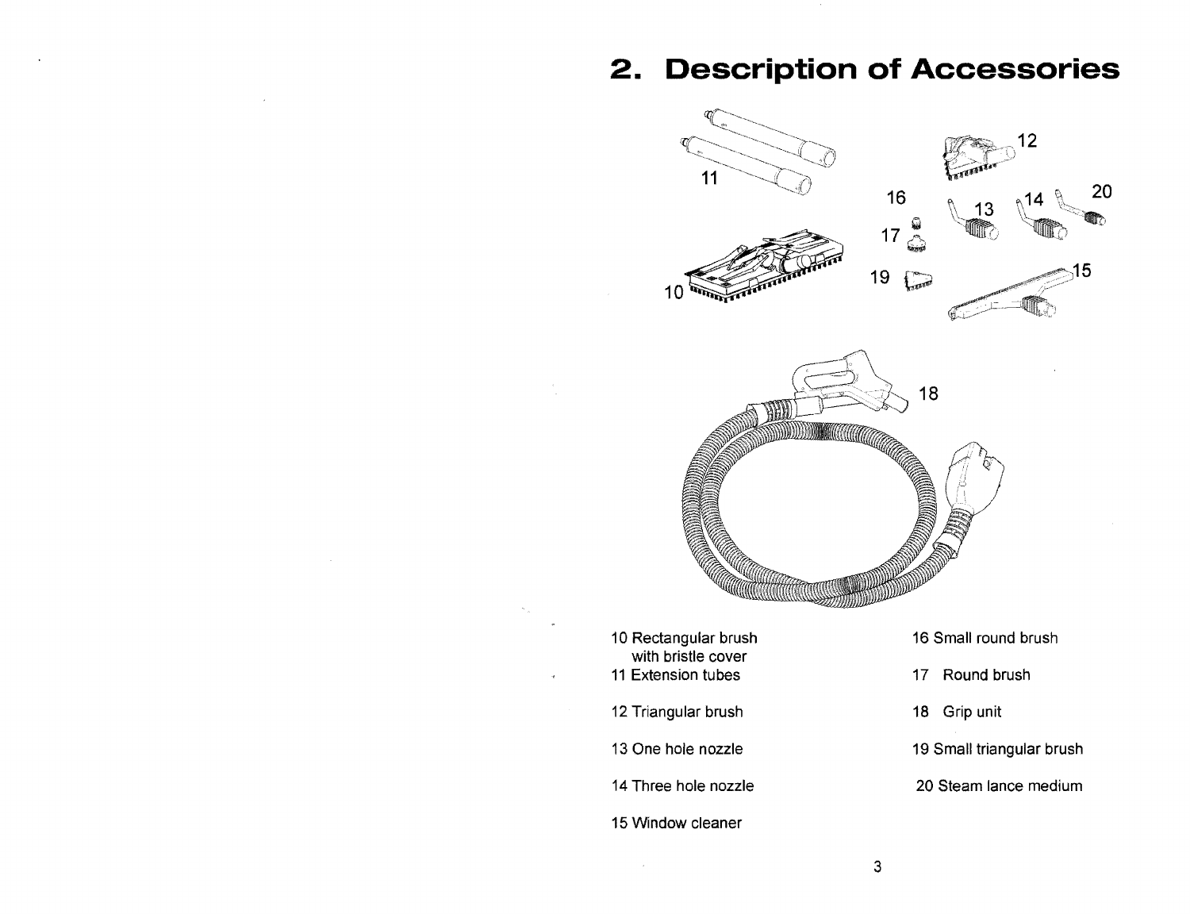## 2. Description of Accessories

10 Rectangular brush with bristle cover

11 Extension tubes

12 Triangular brush

13 One hole nozzle

14 Three hole nozzle

15 Window cleaner

16 Small round brush

17 Round brush

18 Grip unit

19 Small triangular brush

20 Steam lance medium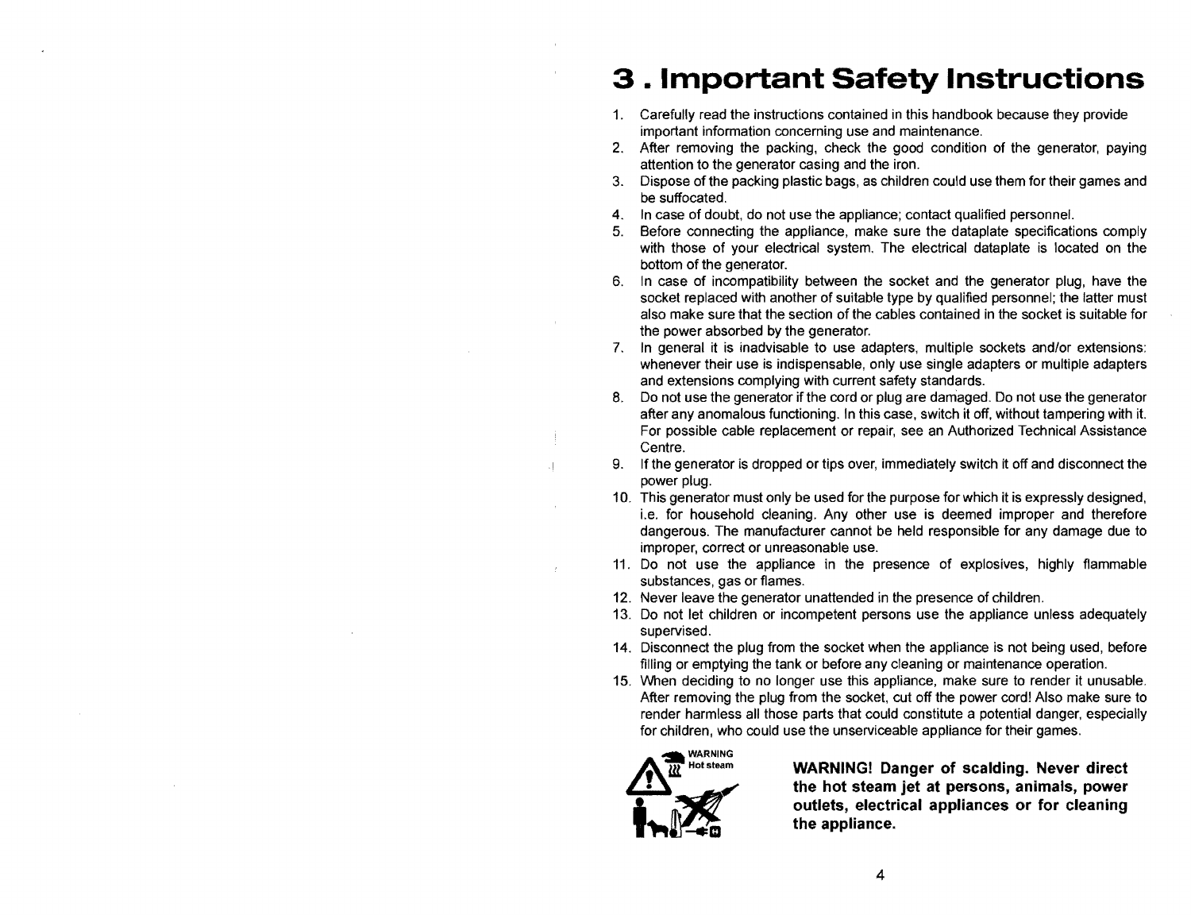# 3 . Important Safety Instructions

1. Carefully read the instructions contained in this handbook because they provide important information concerning use and maintenance.
2. After removing the packing, check the good condition of the generator, paying attention to the generator casing and the iron.
3. Dispose of the packing plastic bags, as children could use them for their games and be suffocated.
4. In case of doubt, do not use the appliance; contact qualified personnel.
5. Before connecting the appliance, make sure the dataplate specifications comply with those of your electrical system. The electrical dataplate is located on the bottom of the generator.
6. In case of incompatibility between the socket and the generator plug, have the socket replaced with another of suitable type by qualified personnel; the latter must also make sure that the section of the cables contained in the socket is suitable for the power absorbed by the generator.
7. In general it is inadvisable to use adapters, multiple sockets and/or extensions: whenever their use is indispensable, only use single adapters or multiple adapters and extensions complying with current safety standards.
8. Do not use the generator if the cord or plug are damaged. Do not use the generator after any anomalous functioning. In this case, switch it off, without tampering with it. For possible cable replacement or repair, see an Authorized Technical Assistance Centre.
9. If the generator is dropped or tips over, immediately switch it off and disconnect the power plug.
10. This generator must only be used for the purpose for which it is expressly designed, i.e. for household cleaning. Any other use is deemed improper and therefore dangerous. The manufacturer cannot be held responsible for any damage due to improper, correct or unreasonable use.
11. Do not use the appliance in the presence of explosives, highly flammable substances, gas or flames.
12. Never leave the generator unattended in the presence of children.
13. Do not let children or incompetent persons use the appliance unless adequately supervised.
14. Disconnect the plug from the socket when the appliance is not being used, before filling or emptying the tank or before any cleaning or maintenance operation.
15. When deciding to no longer use this appliance, make sure to render it unusable. After removing the plug from the socket, cut off the power cord! Also make sure to render harmless all those parts that could constitute a potential danger, especially for children, who could use the unserviceable appliance for their games.

WARNING
Hot steam

**WARNING! Danger of scalding. Never direct the hot steam jet at persons, animals, power outlets, electrical appliances or for cleaning the appliance.**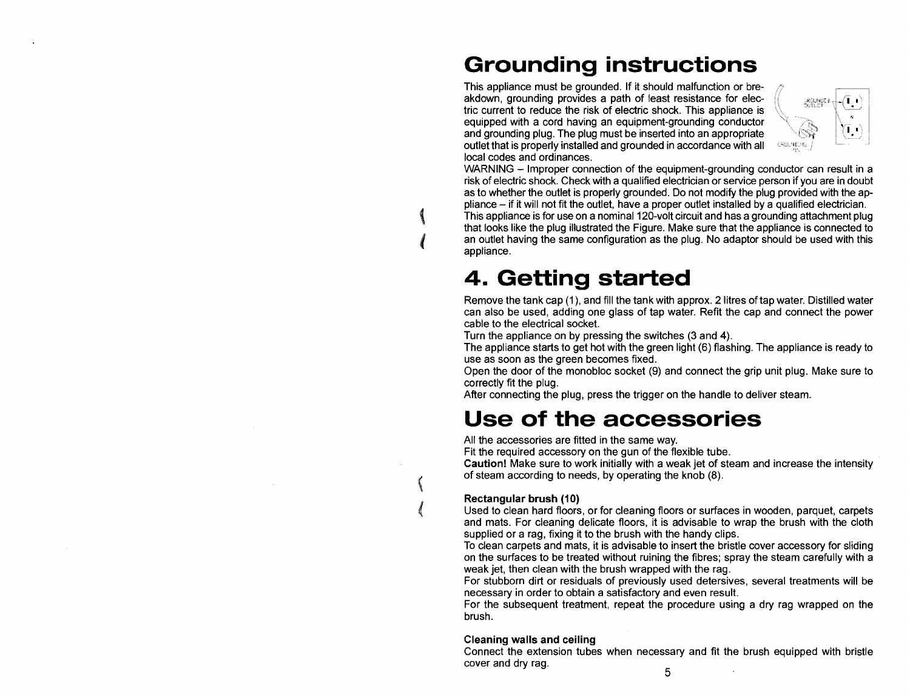# Grounding instructions

This appliance must be grounded. If it should malfunction or breakdown, grounding provides a path of least resistance for electric current to reduce the risk of electric shock. This appliance is equipped with a cord having an equipment-grounding conductor and grounding plug. The plug must be inserted into an appropriate outlet that is properly installed and grounded in accordance with all local codes and ordinances.

WARNING – Improper connection of the equipment-grounding conductor can result in a risk of electric shock. Check with a qualified electrician or service person if you are in doubt as to whether the outlet is properly grounded. Do not modify the plug provided with the appliance – if it will not fit the outlet, have a proper outlet installed by a qualified electrician.

This appliance is for use on a nominal 120-volt circuit and has a grounding attachment plug that looks like the plug illustrated the Figure. Make sure that the appliance is connected to an outlet having the same configuration as the plug. No adaptor should be used with this appliance.

# 4. Getting started

Remove the tank cap (1), and fill the tank with approx. 2 litres of tap water. Distilled water can also be used, adding one glass of tap water. Refit the cap and connect the power cable to the electrical socket.

Turn the appliance on by pressing the switches (3 and 4).

The appliance starts to get hot with the green light (6) flashing. The appliance is ready to use as soon as the green becomes fixed.

Open the door of the monobloc socket (9) and connect the grip unit plug. Make sure to correctly fit the plug.

After connecting the plug, press the trigger on the handle to deliver steam.

# Use of the accessories

All the accessories are fitted in the same way.

Fit the required accessory on the gun of the flexible tube.

**Caution!** Make sure to work initially with a weak jet of steam and increase the intensity of steam according to needs, by operating the knob (8).

**Rectangular brush (10)**

Used to clean hard floors, or for cleaning floors or surfaces in wooden, parquet, carpets and mats. For cleaning delicate floors, it is advisable to wrap the brush with the cloth supplied or a rag, fixing it to the brush with the handy clips.

To clean carpets and mats, it is advisable to insert the bristle cover accessory for sliding on the surfaces to be treated without ruining the fibres; spray the steam carefully with a weak jet, then clean with the brush wrapped with the rag.

For stubborn dirt or residuals of previously used detersives, several treatments will be necessary in order to obtain a satisfactory and even result.

For the subsequent treatment, repeat the procedure using a dry rag wrapped on the brush.

**Cleaning walls and ceiling**

Connect the extension tubes when necessary and fit the brush equipped with bristle cover and dry rag.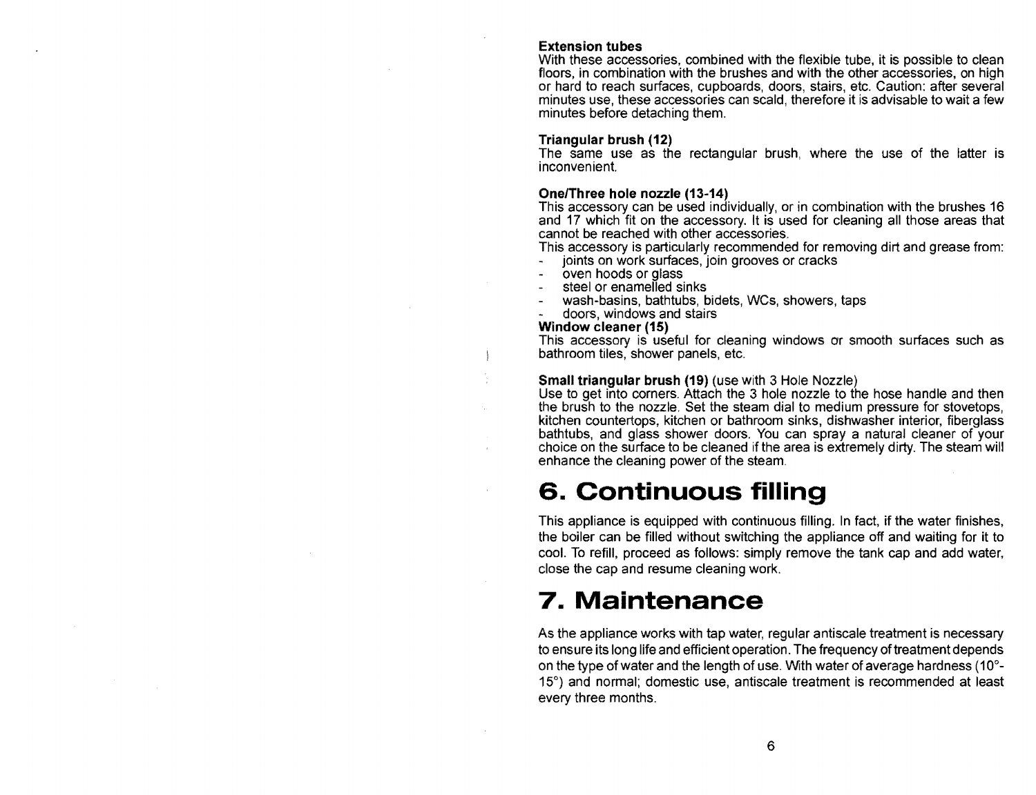**Extension tubes**
With these accessories, combined with the flexible tube, it is possible to clean floors, in combination with the brushes and with the other accessories, on high or hard to reach surfaces, cupboards, doors, stairs, etc. Caution: after several minutes use, these accessories can scald, therefore it is advisable to wait a few minutes before detaching them.

**Triangular brush (12)**
The same use as the rectangular brush, where the use of the latter is inconvenient.

**One/Three hole nozzle (13-14)**
This accessory can be used individually, or in combination with the brushes 16 and 17 which fit on the accessory. It is used for cleaning all those areas that cannot be reached with other accessories.
This accessory is particularly recommended for removing dirt and grease from:
- joints on work surfaces, join grooves or cracks
- oven hoods or glass
- steel or enamelled sinks
- wash-basins, bathtubs, bidets, WCs, showers, taps
- doors, windows and stairs

**Window cleaner (15)**
This accessory is useful for cleaning windows or smooth surfaces such as bathroom tiles, shower panels, etc.

**Small triangular brush (19)** (use with 3 Hole Nozzle)
Use to get into corners. Attach the 3 hole nozzle to the hose handle and then the brush to the nozzle. Set the steam dial to medium pressure for stovetops, kitchen countertops, kitchen or bathroom sinks, dishwasher interior, fiberglass bathtubs, and glass shower doors. You can spray a natural cleaner of your choice on the surface to be cleaned if the area is extremely dirty. The steam will enhance the cleaning power of the steam.

# 6. Continuous filling

This appliance is equipped with continuous filling. In fact, if the water finishes, the boiler can be filled without switching the appliance off and waiting for it to cool. To refill, proceed as follows: simply remove the tank cap and add water, close the cap and resume cleaning work.

# 7. Maintenance

As the appliance works with tap water, regular antiscale treatment is necessary to ensure its long life and efficient operation. The frequency of treatment depends on the type of water and the length of use. With water of average hardness (10°-15°) and normal; domestic use, antiscale treatment is recommended at least every three months.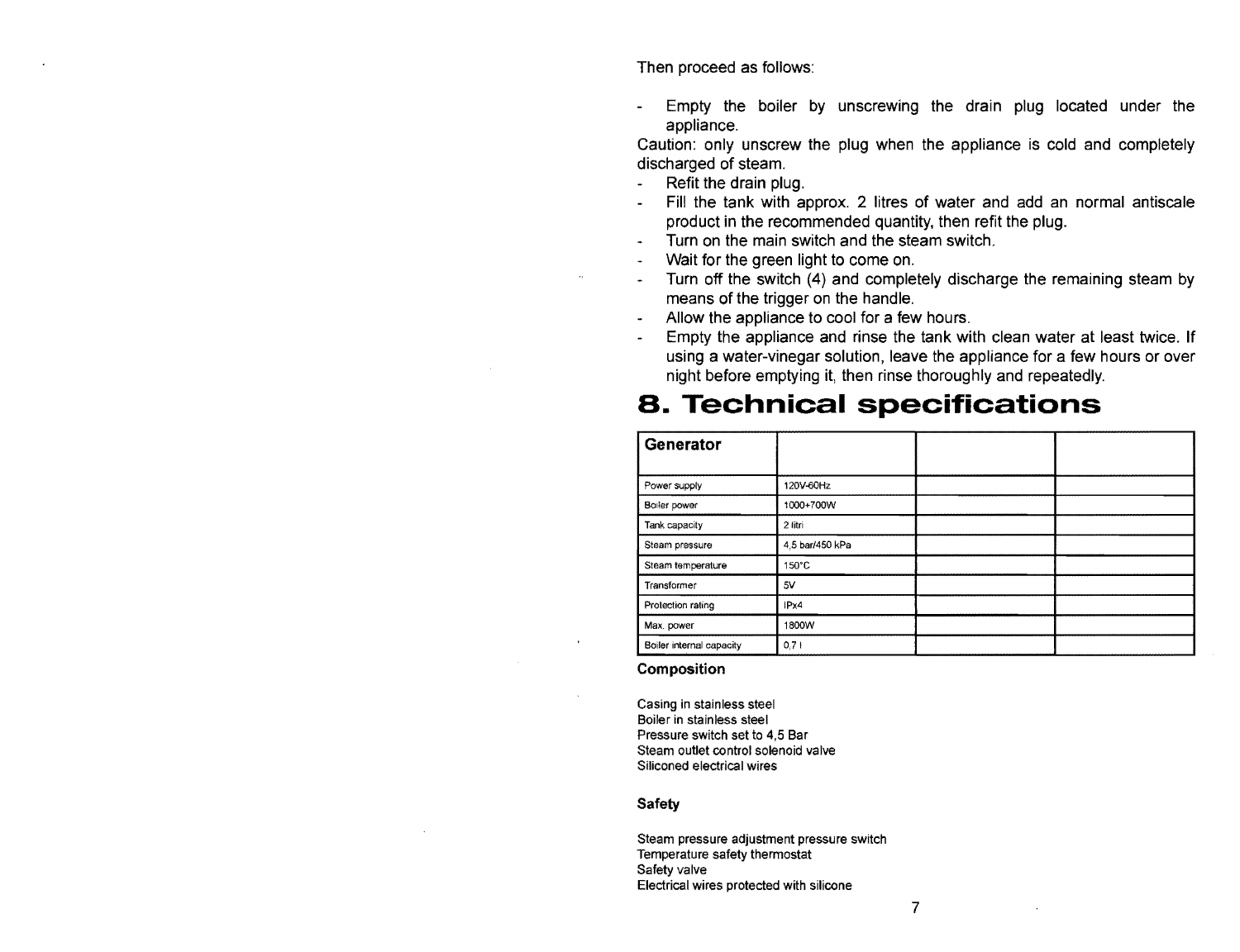Then proceed as follows:

- Empty the boiler by unscrewing the drain plug located under the appliance.

Caution: only unscrew the plug when the appliance is cold and completely discharged of steam.

- Refit the drain plug.
- Fill the tank with approx. 2 litres of water and add an normal antiscale product in the recommended quantity, then refit the plug.
- Turn on the main switch and the steam switch.
- Wait for the green light to come on.
- Turn off the switch (4) and completely discharge the remaining steam by means of the trigger on the handle.
- Allow the appliance to cool for a few hours.
- Empty the appliance and rinse the tank with clean water at least twice. If using a water-vinegar solution, leave the appliance for a few hours or over night before emptying it, then rinse thoroughly and repeatedly.

# 8. Technical specifications

| Generator | | | |
|---|---|---|---|
| Power supply | 120V-60Hz | | |
| Boiler power | 1000+700W | | |
| Tank capacity | 2 litri | | |
| Steam pressure | 4,5 bar/450 kPa | | |
| Steam temperature | 150°C | | |
| Transformer | 5V | | |
| Protection rating | IPx4 | | |
| Max. power | 1800W | | |
| Boiler internal capacity | 0,7 l | | |

**Composition**

Casing in stainless steel
Boiler in stainless steel
Pressure switch set to 4,5 Bar
Steam outlet control solenoid valve
Siliconed electrical wires

**Safety**

Steam pressure adjustment pressure switch
Temperature safety thermostat
Safety valve
Electrical wires protected with silicone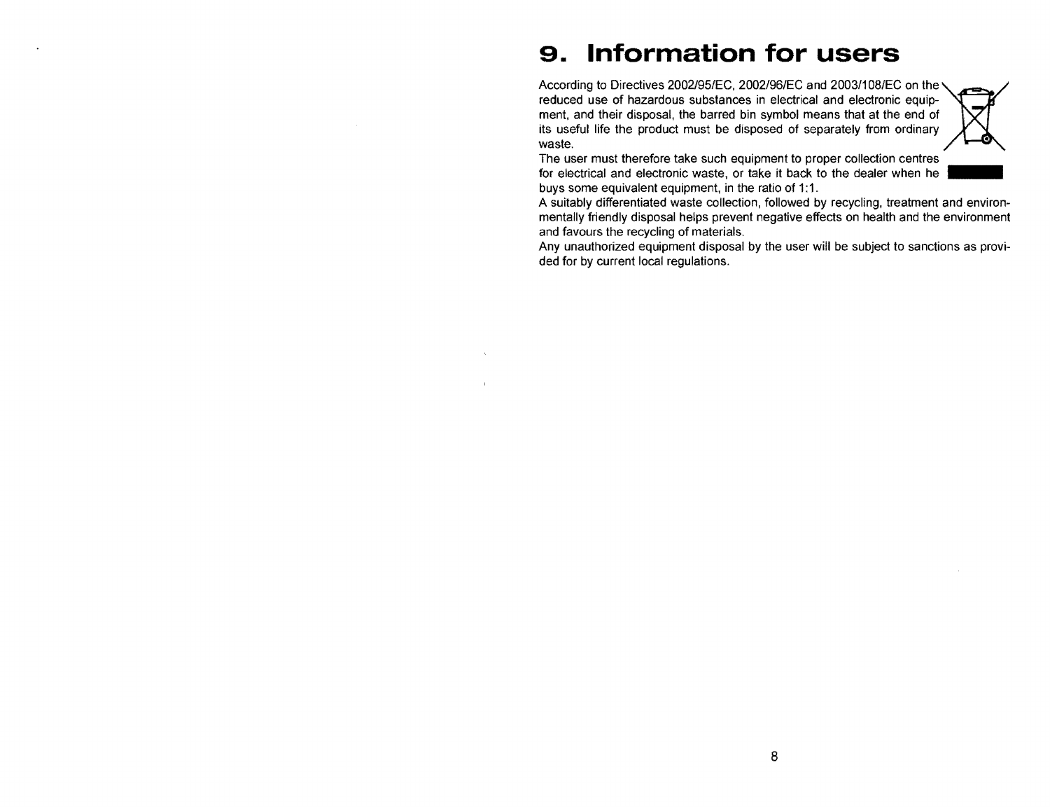# 9. Information for users

According to Directives 2002/95/EC, 2002/96/EC and 2003/108/EC on the reduced use of hazardous substances in electrical and electronic equipment, and their disposal, the barred bin symbol means that at the end of its useful life the product must be disposed of separately from ordinary waste.

The user must therefore take such equipment to proper collection centres for electrical and electronic waste, or take it back to the dealer when he buys some equivalent equipment, in the ratio of 1:1.

A suitably differentiated waste collection, followed by recycling, treatment and environmentally friendly disposal helps prevent negative effects on health and the environment and favours the recycling of materials.

Any unauthorized equipment disposal by the user will be subject to sanctions as provided for by current local regulations.